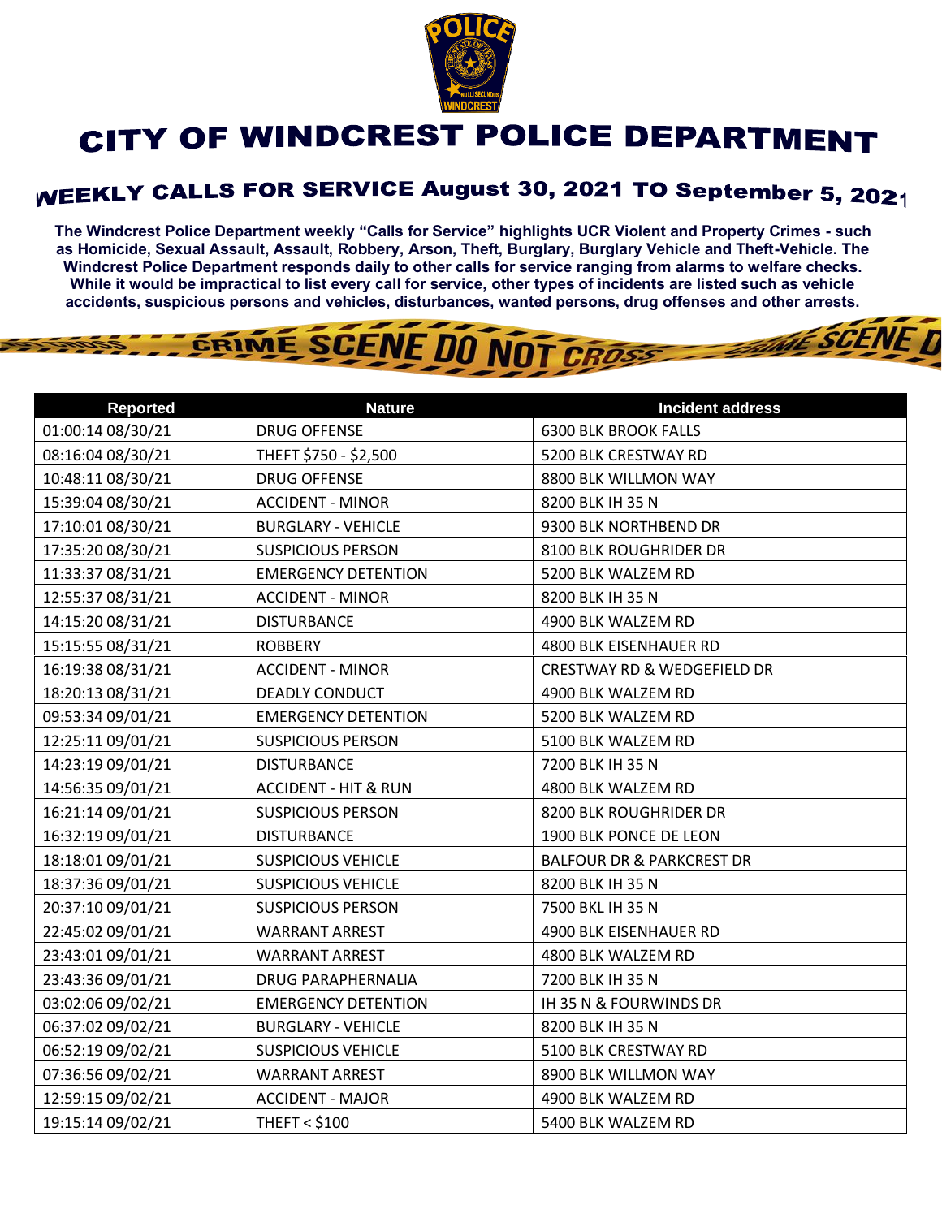# CITY OF WINDCREST POLICE DEPARTMENT

## WEEKLY CALLS FOR SERVICE August 30, 2021 TO September 5, 2021

**The Windcrest Police Department weekly "Calls for Service" highlights UCR Violent and Property Crimes - such as Homicide, Sexual Assault, Assault, Robbery, Arson, Theft, Burglary, Burglary Vehicle and Theft-Vehicle. The Windcrest Police Department responds daily to other calls for service ranging from alarms to welfare checks. While it would be impractical to list every call for service, other types of incidents are listed such as vehicle accidents, suspicious persons and vehicles, disturbances, wanted persons, drug offenses and other arrests.**

| Reported | Nature | Incident address |
|---|---|---|
| 01:00:14 08/30/21 | DRUG OFFENSE | 6300 BLK BROOK FALLS |
| 08:16:04 08/30/21 | THEFT $750 - $2,500 | 5200 BLK CRESTWAY RD |
| 10:48:11 08/30/21 | DRUG OFFENSE | 8800 BLK WILLMON WAY |
| 15:39:04 08/30/21 | ACCIDENT - MINOR | 8200 BLK IH 35 N |
| 17:10:01 08/30/21 | BURGLARY - VEHICLE | 9300 BLK NORTHBEND DR |
| 17:35:20 08/30/21 | SUSPICIOUS PERSON | 8100 BLK ROUGHRIDER DR |
| 11:33:37 08/31/21 | EMERGENCY DETENTION | 5200 BLK WALZEM RD |
| 12:55:37 08/31/21 | ACCIDENT - MINOR | 8200 BLK IH 35 N |
| 14:15:20 08/31/21 | DISTURBANCE | 4900 BLK WALZEM RD |
| 15:15:55 08/31/21 | ROBBERY | 4800 BLK EISENHAUER RD |
| 16:19:38 08/31/21 | ACCIDENT - MINOR | CRESTWAY RD & WEDGEFIELD DR |
| 18:20:13 08/31/21 | DEADLY CONDUCT | 4900 BLK WALZEM RD |
| 09:53:34 09/01/21 | EMERGENCY DETENTION | 5200 BLK WALZEM RD |
| 12:25:11 09/01/21 | SUSPICIOUS PERSON | 5100 BLK WALZEM RD |
| 14:23:19 09/01/21 | DISTURBANCE | 7200 BLK IH 35 N |
| 14:56:35 09/01/21 | ACCIDENT - HIT & RUN | 4800 BLK WALZEM RD |
| 16:21:14 09/01/21 | SUSPICIOUS PERSON | 8200 BLK ROUGHRIDER DR |
| 16:32:19 09/01/21 | DISTURBANCE | 1900 BLK PONCE DE LEON |
| 18:18:01 09/01/21 | SUSPICIOUS VEHICLE | BALFOUR DR & PARKCREST DR |
| 18:37:36 09/01/21 | SUSPICIOUS VEHICLE | 8200 BLK IH 35 N |
| 20:37:10 09/01/21 | SUSPICIOUS PERSON | 7500 BKL IH 35 N |
| 22:45:02 09/01/21 | WARRANT ARREST | 4900 BLK EISENHAUER RD |
| 23:43:01 09/01/21 | WARRANT ARREST | 4800 BLK WALZEM RD |
| 23:43:36 09/01/21 | DRUG PARAPHERNALIA | 7200 BLK IH 35 N |
| 03:02:06 09/02/21 | EMERGENCY DETENTION | IH 35 N & FOURWINDS DR |
| 06:37:02 09/02/21 | BURGLARY - VEHICLE | 8200 BLK IH 35 N |
| 06:52:19 09/02/21 | SUSPICIOUS VEHICLE | 5100 BLK CRESTWAY RD |
| 07:36:56 09/02/21 | WARRANT ARREST | 8900 BLK WILLMON WAY |
| 12:59:15 09/02/21 | ACCIDENT - MAJOR | 4900 BLK WALZEM RD |
| 19:15:14 09/02/21 | THEFT < $100 | 5400 BLK WALZEM RD |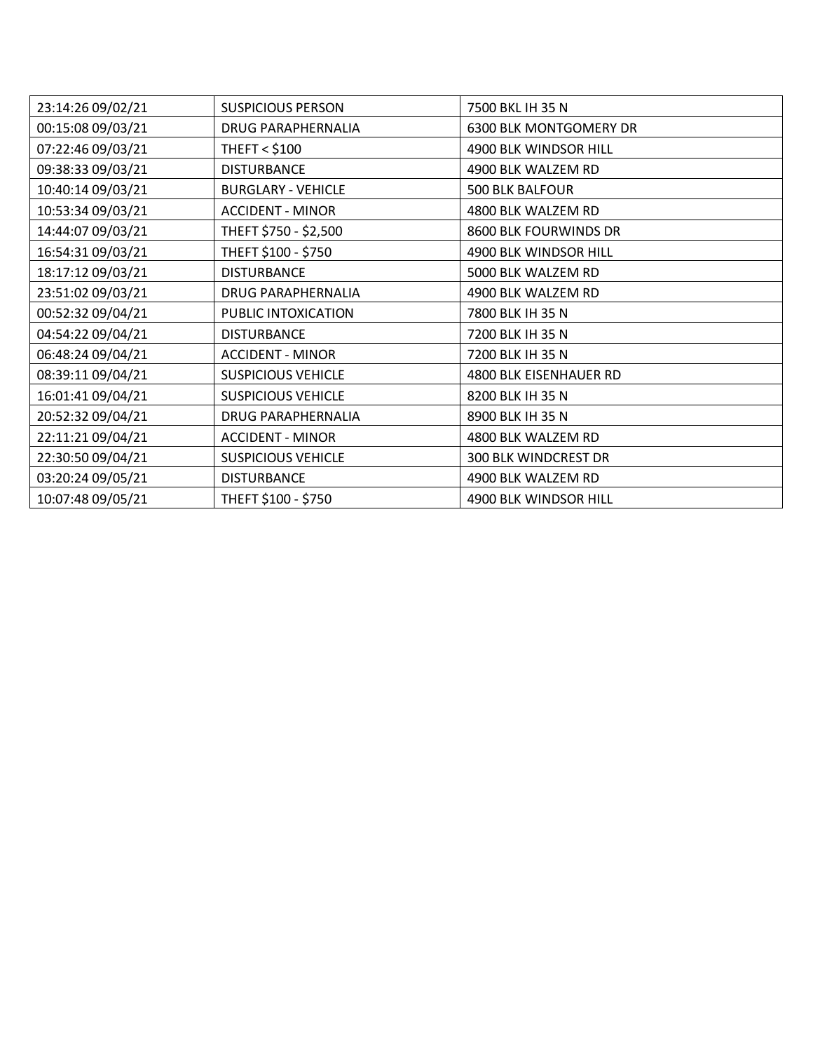| | | |
|---|---|---|
| 23:14:26 09/02/21 | SUSPICIOUS PERSON | 7500 BKL IH 35 N |
| 00:15:08 09/03/21 | DRUG PARAPHERNALIA | 6300 BLK MONTGOMERY DR |
| 07:22:46 09/03/21 | THEFT < $100 | 4900 BLK WINDSOR HILL |
| 09:38:33 09/03/21 | DISTURBANCE | 4900 BLK WALZEM RD |
| 10:40:14 09/03/21 | BURGLARY - VEHICLE | 500 BLK BALFOUR |
| 10:53:34 09/03/21 | ACCIDENT - MINOR | 4800 BLK WALZEM RD |
| 14:44:07 09/03/21 | THEFT $750 - $2,500 | 8600 BLK FOURWINDS DR |
| 16:54:31 09/03/21 | THEFT $100 - $750 | 4900 BLK WINDSOR HILL |
| 18:17:12 09/03/21 | DISTURBANCE | 5000 BLK WALZEM RD |
| 23:51:02 09/03/21 | DRUG PARAPHERNALIA | 4900 BLK WALZEM RD |
| 00:52:32 09/04/21 | PUBLIC INTOXICATION | 7800 BLK IH 35 N |
| 04:54:22 09/04/21 | DISTURBANCE | 7200 BLK IH 35 N |
| 06:48:24 09/04/21 | ACCIDENT - MINOR | 7200 BLK IH 35 N |
| 08:39:11 09/04/21 | SUSPICIOUS VEHICLE | 4800 BLK EISENHAUER RD |
| 16:01:41 09/04/21 | SUSPICIOUS VEHICLE | 8200 BLK IH 35 N |
| 20:52:32 09/04/21 | DRUG PARAPHERNALIA | 8900 BLK IH 35 N |
| 22:11:21 09/04/21 | ACCIDENT - MINOR | 4800 BLK WALZEM RD |
| 22:30:50 09/04/21 | SUSPICIOUS VEHICLE | 300 BLK WINDCREST DR |
| 03:20:24 09/05/21 | DISTURBANCE | 4900 BLK WALZEM RD |
| 10:07:48 09/05/21 | THEFT $100 - $750 | 4900 BLK WINDSOR HILL |